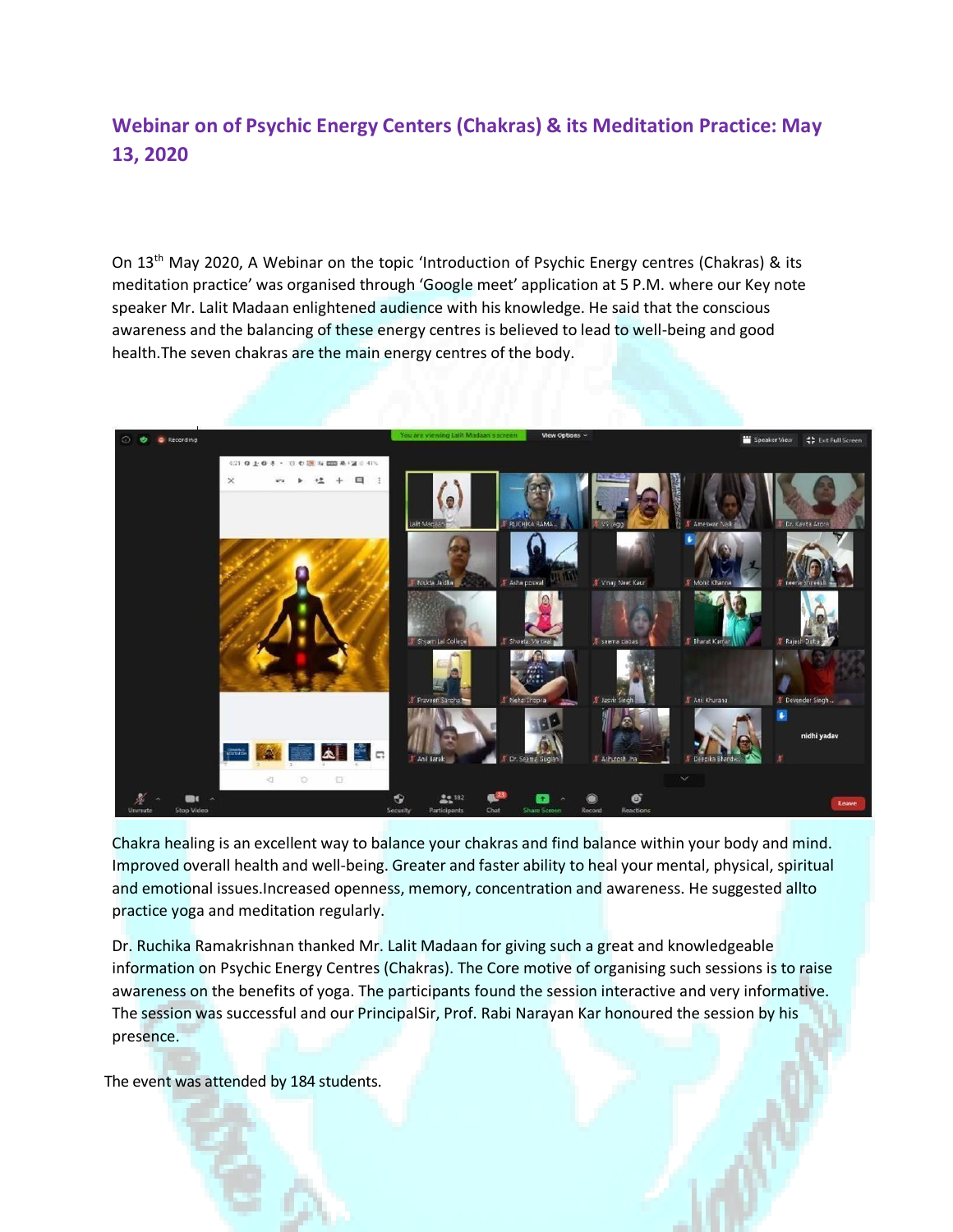# Webinar on of Psychic Energy Centers (Chakras) & its Meditation Practice: May 13, 2020

On 13th May 2020, A Webinar on the topic 'Introduction of Psychic Energy centres (Chakras) & its meditation practice' was organised through 'Google meet' application at 5 P.M. where our Key note speaker Mr. Lalit Madaan enlightened audience with his knowledge. He said that the conscious awareness and the balancing of these energy centres is believed to lead to well-being and good health.The seven chakras are the main energy centres of the body.

Chakra healing is an excellent way to balance your chakras and find balance within your body and mind. Improved overall health and well-being. Greater and faster ability to heal your mental, physical, spiritual and emotional issues.Increased openness, memory, concentration and awareness. He suggested allto practice yoga and meditation regularly.

Dr. Ruchika Ramakrishnan thanked Mr. Lalit Madaan for giving such a great and knowledgeable information on Psychic Energy Centres (Chakras). The Core motive of organising such sessions is to raise awareness on the benefits of yoga. The participants found the session interactive and very informative. The session was successful and our PrincipalSir, Prof. Rabi Narayan Kar honoured the session by his presence.

The event was attended by 184 students.